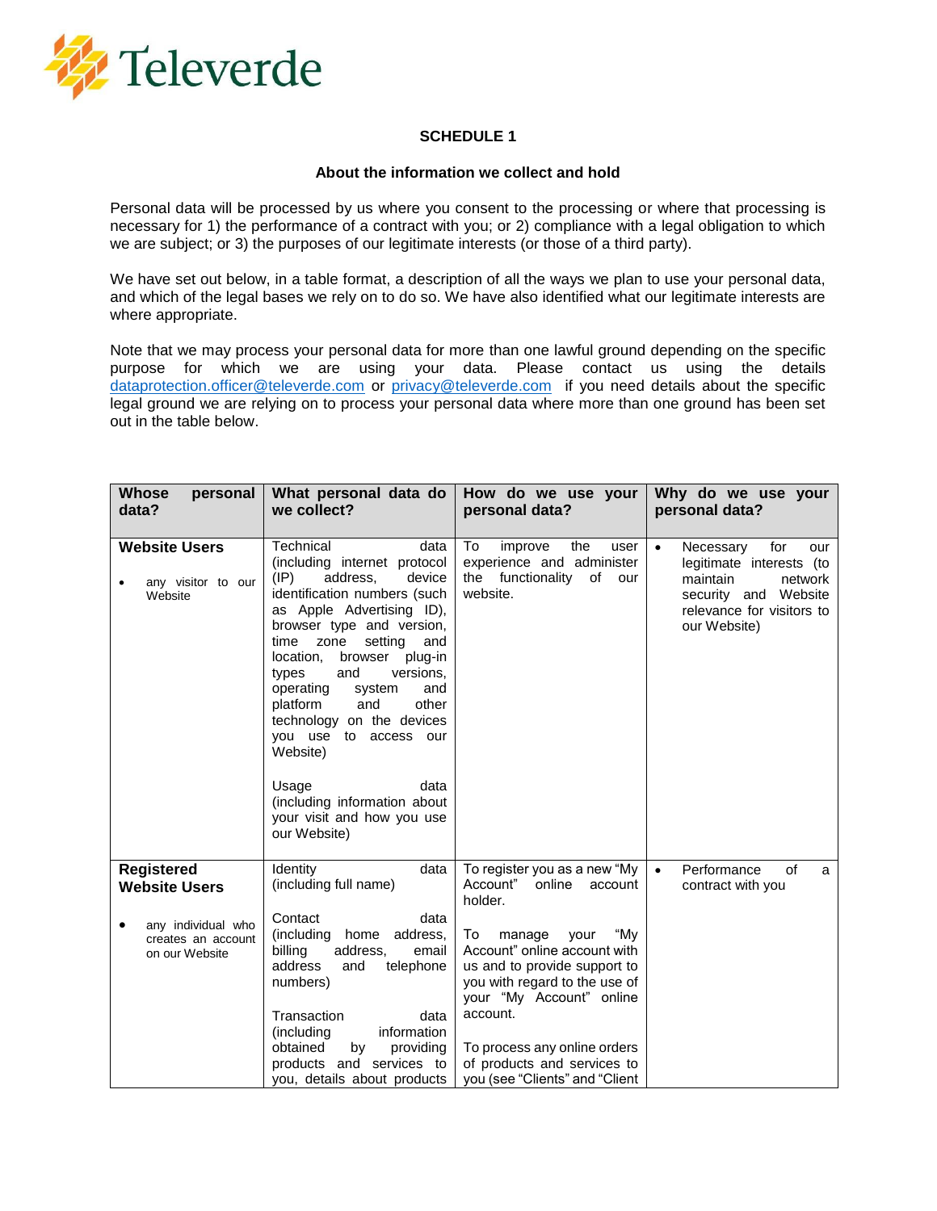Televerde

**SCHEDULE 1**

**About the information we collect and hold**

Personal data will be processed by us where you consent to the processing or where that processing is necessary for 1) the performance of a contract with you; or 2) compliance with a legal obligation to which we are subject; or 3) the purposes of our legitimate interests (or those of a third party).

We have set out below, in a table format, a description of all the ways we plan to use your personal data, and which of the legal bases we rely on to do so. We have also identified what our legitimate interests are where appropriate.

Note that we may process your personal data for more than one lawful ground depending on the specific purpose for which we are using your data. Please contact us using the details dataprotection.officer@televerde.com or privacy@televerde.com if you need details about the specific legal ground we are relying on to process your personal data where more than one ground has been set out in the table below.

| Whose personal data? | What personal data do we collect? | How do we use your personal data? | Why do we use your personal data? |
|---|---|---|---|
| **Website Users**<br><br>• any visitor to our Website | Technical data (including internet protocol (IP) address, device identification numbers (such as Apple Advertising ID), browser type and version, time zone setting and location, browser plug-in types and versions, operating system and platform and other technology on the devices you use to access our Website)<br><br>Usage data (including information about your visit and how you use our Website) | To improve the user experience and administer the functionality of our website. | • Necessary for our legitimate interests (to maintain network security and Website relevance for visitors to our Website) |
| **Registered Website Users**<br><br>• any individual who creates an account on our Website | Identity data (including full name)<br><br>Contact data (including home address, billing address, email address and telephone numbers)<br><br>Transaction data (including information obtained by providing products and services to you, details about products | To register you as a new "My Account" online account holder.<br><br>To manage your "My Account" online account with us and to provide support to you with regard to the use of your "My Account" online account.<br><br>To process any online orders of products and services to you (see "Clients" and "Client | • Performance of a contract with you |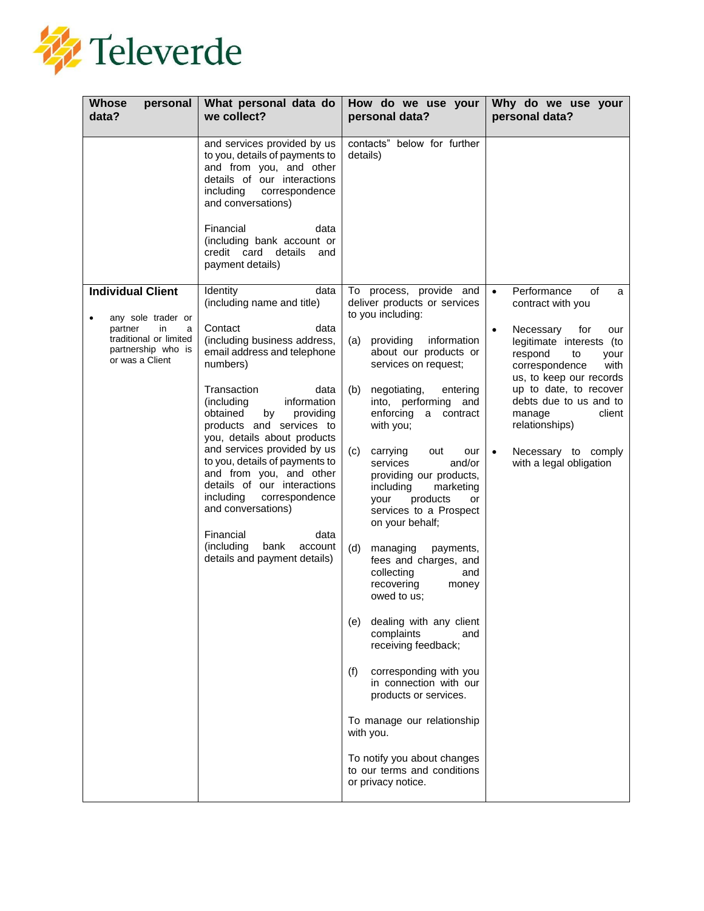| Whose personal data? | What personal data do we collect? | How do we use your personal data? | Why do we use your personal data? |
|---|---|---|---|
| | and services provided by us to you, details of payments to and from you, and other details of our interactions including correspondence and conversations)<br><br>Financial data (including bank account or credit card details and payment details) | contacts" below for further details) | |
| **Individual Client**<br><br>• any sole trader or partner in a traditional or limited partnership who is or was a Client | Identity data (including name and title)<br><br>Contact data (including business address, email address and telephone numbers)<br><br>Transaction data (including information obtained by providing products and services to you, details about products and services provided by us to you, details of payments to and from you, and other details of our interactions including correspondence and conversations)<br><br>Financial data (including bank account details and payment details) | To process, provide and deliver products or services to you including:<br><br>(a) providing information about our products or services on request;<br><br>(b) negotiating, entering into, performing and enforcing a contract with you;<br><br>(c) carrying out our services and/or providing our products, including marketing your products or services to a Prospect on your behalf;<br><br>(d) managing payments, fees and charges, and collecting and recovering money owed to us;<br><br>(e) dealing with any client complaints and receiving feedback;<br><br>(f) corresponding with you in connection with our products or services.<br><br>To manage our relationship with you.<br><br>To notify you about changes to our terms and conditions or privacy notice. | • Performance of a contract with you<br><br>• Necessary for our legitimate interests (to respond to your correspondence with us, to keep our records up to date, to recover debts due to us and to manage client relationships)<br><br>• Necessary to comply with a legal obligation |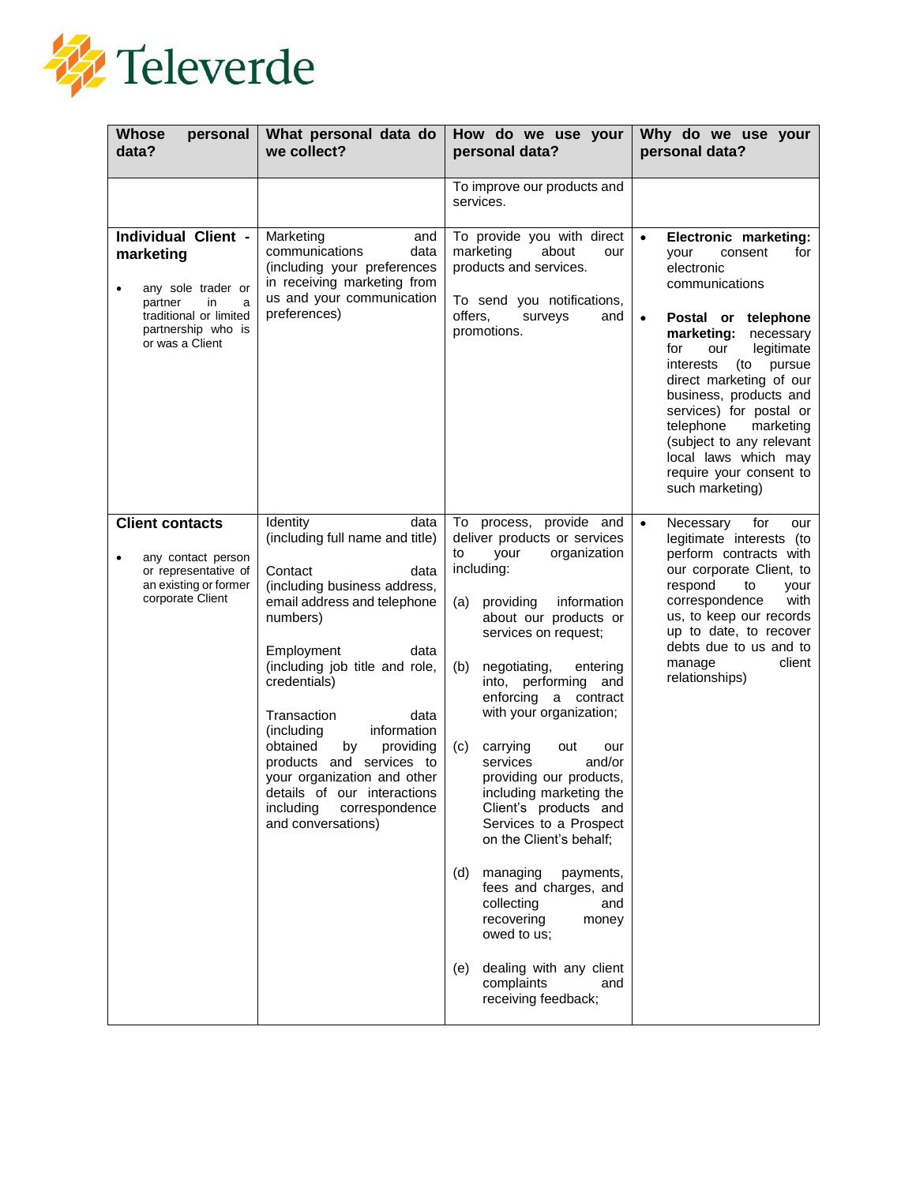| Whose personal data? | What personal data do we collect? | How do we use your personal data? | Why do we use your personal data? |
|---|---|---|---|
| | | To improve our products and services. | |
| **Individual Client - marketing**<br><br>• any sole trader or partner in a traditional or limited partnership who is or was a Client | Marketing and communications data (including your preferences in receiving marketing from us and your communication preferences) | To provide you with direct marketing about our products and services.<br><br>To send you notifications, offers, surveys and promotions. | • **Electronic marketing:** your consent for electronic communications<br><br>• **Postal or telephone marketing:** necessary for our legitimate interests (to pursue direct marketing of our business, products and services) for postal or telephone marketing (subject to any relevant local laws which may require your consent to such marketing) |
| **Client contacts**<br><br>• any contact person or representative of an existing or former corporate Client | Identity data (including full name and title)<br><br>Contact data (including business address, email address and telephone numbers)<br><br>Employment data (including job title and role, credentials)<br><br>Transaction data (including information obtained by providing products and services to your organization and other details of our interactions including correspondence and conversations) | To process, provide and deliver products or services to your organization including:<br><br>(a) providing information about our products or services on request;<br><br>(b) negotiating, entering into, performing and enforcing a contract with your organization;<br><br>(c) carrying out our services and/or providing our products, including marketing the Client's products and Services to a Prospect on the Client's behalf;<br><br>(d) managing payments, fees and charges, and collecting and recovering money owed to us;<br><br>(e) dealing with any client complaints and receiving feedback; | • Necessary for our legitimate interests (to perform contracts with our corporate Client, to respond to your correspondence with us, to keep our records up to date, to recover debts due to us and to manage client relationships) |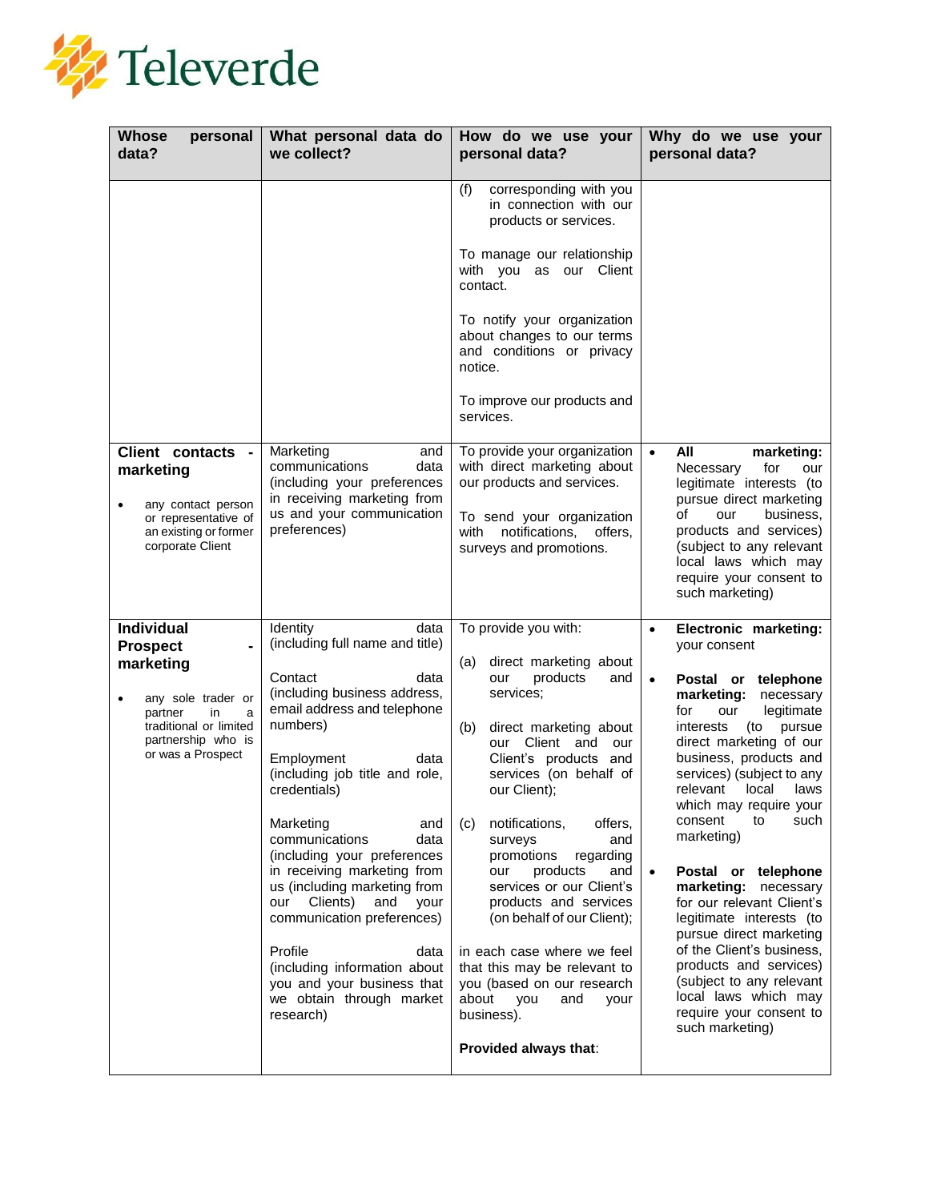| Whose personal data? | What personal data do we collect? | How do we use your personal data? | Why do we use your personal data? |
|---|---|---|---|
| | | (f) corresponding with you in connection with our products or services.<br><br>To manage our relationship with you as our Client contact.<br><br>To notify your organization about changes to our terms and conditions or privacy notice.<br><br>To improve our products and services. | |
| **Client contacts - marketing**<br><br>• any contact person or representative of an existing or former corporate Client | Marketing and communications data (including your preferences in receiving marketing from us and your communication preferences) | To provide your organization with direct marketing about our products and services.<br><br>To send your organization with notifications, offers, surveys and promotions. | • **All marketing:** Necessary for our legitimate interests (to pursue direct marketing of our business, products and services) (subject to any relevant local laws which may require your consent to such marketing) |
| **Individual Prospect - marketing**<br><br>• any sole trader or partner in a traditional or limited partnership who is or was a Prospect | Identity data (including full name and title)<br><br>Contact data (including business address, email address and telephone numbers)<br><br>Employment data (including job title and role, credentials)<br><br>Marketing and communications data (including your preferences in receiving marketing from us (including marketing from our Clients) and your communication preferences)<br><br>Profile data (including information about you and your business that we obtain through market research) | To provide you with:<br><br>(a) direct marketing about our products and services;<br><br>(b) direct marketing about our Client and our Client's products and services (on behalf of our Client);<br><br>(c) notifications, offers, surveys and promotions regarding our products and services or our Client's products and services (on behalf of our Client);<br><br>in each case where we feel that this may be relevant to you (based on our research about you and your business).<br><br>**Provided always that**: | • **Electronic marketing:** your consent<br><br>• **Postal or telephone marketing:** necessary for our legitimate interests (to pursue direct marketing of our business, products and services) (subject to any relevant local laws which may require your consent to such marketing)<br><br>• **Postal or telephone marketing:** necessary for our relevant Client's legitimate interests (to pursue direct marketing of the Client's business, products and services) (subject to any relevant local laws which may require your consent to such marketing) |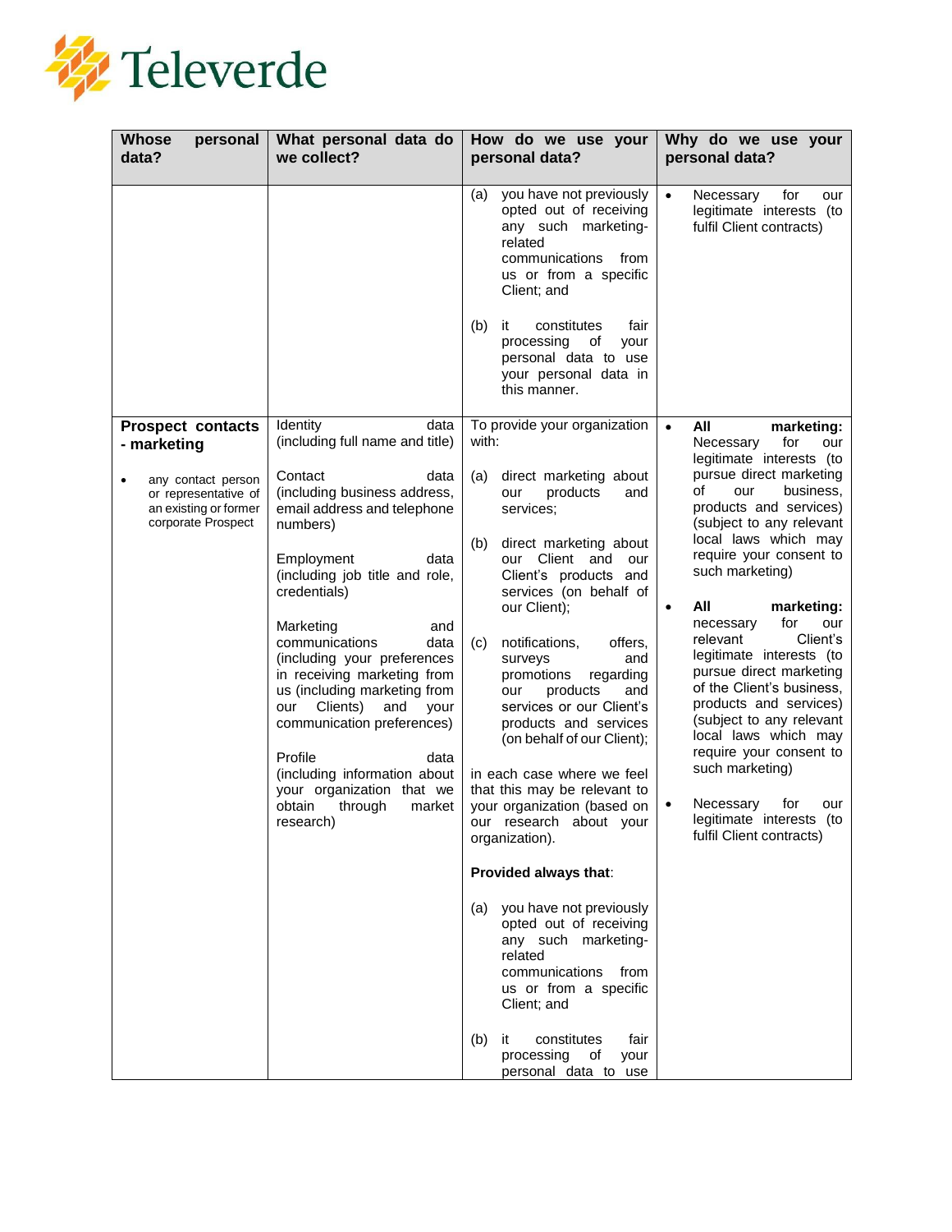| Whose personal data? | What personal data do we collect? | How do we use your personal data? | Why do we use your personal data? |
|---|---|---|---|
| | | (a) you have not previously opted out of receiving any such marketing-related communications from us or from a specific Client; and<br><br>(b) it constitutes fair processing of your personal data to use your personal data in this manner. | • Necessary for our legitimate interests (to fulfil Client contracts) |
| **Prospect contacts - marketing**<br><br>• any contact person or representative of an existing or former corporate Prospect | Identity data (including full name and title)<br><br>Contact data (including business address, email address and telephone numbers)<br><br>Employment data (including job title and role, credentials)<br><br>Marketing and communications data (including your preferences in receiving marketing from us (including marketing from our Clients) and your communication preferences)<br><br>Profile data (including information about your organization that we obtain through market research) | To provide your organization with:<br><br>(a) direct marketing about our products and services;<br><br>(b) direct marketing about our Client and our Client's products and services (on behalf of our Client);<br><br>(c) notifications, offers, surveys and promotions regarding our products and services or our Client's products and services (on behalf of our Client);<br><br>in each case where we feel that this may be relevant to your organization (based on our research about your organization).<br><br>**Provided always that**:<br><br>(a) you have not previously opted out of receiving any such marketing-related communications from us or from a specific Client; and<br><br>(b) it constitutes fair processing of your personal data to use | • **All marketing:** Necessary for our legitimate interests (to pursue direct marketing of our business, products and services) (subject to any relevant local laws which may require your consent to such marketing)<br><br>• **All marketing:** necessary for our relevant Client's legitimate interests (to pursue direct marketing of the Client's business, products and services) (subject to any relevant local laws which may require your consent to such marketing)<br><br>• Necessary for our legitimate interests (to fulfil Client contracts) |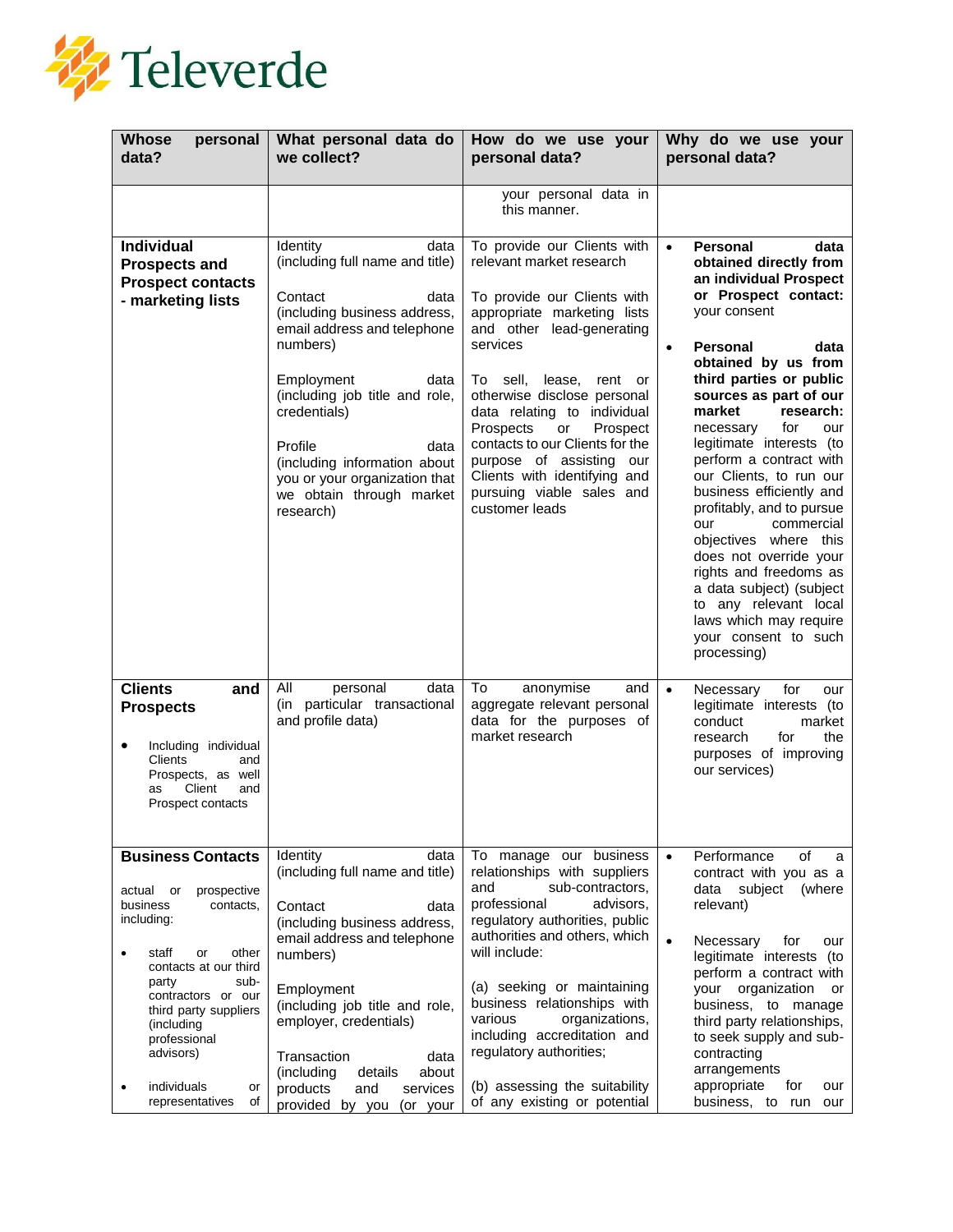| Whose personal data? | What personal data do we collect? | How do we use your personal data? | Why do we use your personal data? |
|---|---|---|---|
| | | your personal data in this manner. | |
| **Individual Prospects and Prospect contacts - marketing lists** | Identity data (including full name and title)<br><br>Contact data (including business address, email address and telephone numbers)<br><br>Employment data (including job title and role, credentials)<br><br>Profile data (including information about you or your organization that we obtain through market research) | To provide our Clients with relevant market research<br><br>To provide our Clients with appropriate marketing lists and other lead-generating services<br><br>To sell, lease, rent or otherwise disclose personal data relating to individual Prospects or Prospect contacts to our Clients for the purpose of assisting our Clients with identifying and pursuing viable sales and customer leads | • **Personal data obtained directly from an individual Prospect or Prospect contact:** your consent<br><br>• **Personal data obtained by us from third parties or public sources as part of our market research:** necessary for our legitimate interests (to perform a contract with our Clients, to run our business efficiently and profitably, and to pursue our commercial objectives where this does not override your rights and freedoms as a data subject) (subject to any relevant local laws which may require your consent to such processing) |
| **Clients and Prospects**<br><br>• Including individual Clients and Prospects, as well as Client and Prospect contacts | All personal data (in particular transactional and profile data) | To anonymise and aggregate relevant personal data for the purposes of market research | • Necessary for our legitimate interests (to conduct market research for the purposes of improving our services) |
| **Business Contacts**<br><br>actual or prospective business contacts, including:<br><br>• staff or other contacts at our third party sub-contractors or our third party suppliers (including professional advisors)<br><br>• individuals or representatives of | Identity data (including full name and title)<br><br>Contact data (including business address, email address and telephone numbers)<br><br>Employment (including job title and role, employer, credentials)<br><br>Transaction data (including details about products and services provided by you (or your | To manage our business relationships with suppliers and sub-contractors, professional advisors, regulatory authorities, public authorities and others, which will include:<br><br>(a) seeking or maintaining business relationships with various organizations, including accreditation and regulatory authorities;<br><br>(b) assessing the suitability of any existing or potential | • Performance of a contract with you as a data subject (where relevant)<br><br>• Necessary for our legitimate interests (to perform a contract with your organization or business, to manage third party relationships, to seek supply and sub-contracting arrangements appropriate for our business, to run our |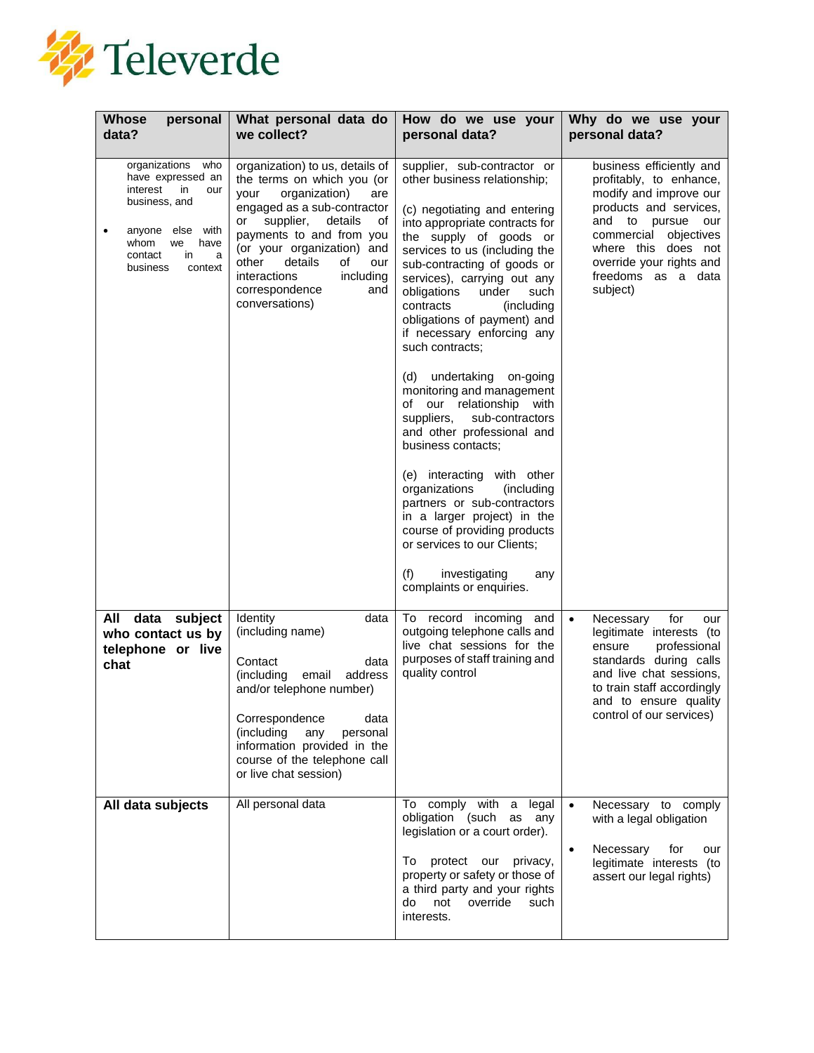| Whose personal data? | What personal data do we collect? | How do we use your personal data? | Why do we use your personal data? |
|---|---|---|---|
| organizations who have expressed an interest in our business, and<br>• anyone else with whom we have contact in a business context | organization) to us, details of the terms on which you (or your organization) are engaged as a sub-contractor or supplier, details of payments to and from you (or your organization) and other details of our interactions including correspondence and conversations) | supplier, sub-contractor or other business relationship;<br><br>(c) negotiating and entering into appropriate contracts for the supply of goods or services to us (including the sub-contracting of goods or services), carrying out any obligations under such contracts (including obligations of payment) and if necessary enforcing any such contracts;<br><br>(d) undertaking on-going monitoring and management of our relationship with suppliers, sub-contractors and other professional and business contacts;<br><br>(e) interacting with other organizations (including partners or sub-contractors in a larger project) in the course of providing products or services to our Clients;<br><br>(f) investigating any complaints or enquiries. | business efficiently and profitably, to enhance, modify and improve our products and services, and to pursue our commercial objectives where this does not override your rights and freedoms as a data subject) |
| **All data subject who contact us by telephone or live chat** | Identity data (including name)<br><br>Contact data (including email address and/or telephone number)<br><br>Correspondence data (including any personal information provided in the course of the telephone call or live chat session) | To record incoming and outgoing telephone calls and live chat sessions for the purposes of staff training and quality control | • Necessary for our legitimate interests (to ensure professional standards during calls and live chat sessions, to train staff accordingly and to ensure quality control of our services) |
| **All data subjects** | All personal data | To comply with a legal obligation (such as any legislation or a court order).<br><br>To protect our privacy, property or safety or those of a third party and your rights do not override such interests. | • Necessary to comply with a legal obligation<br><br>• Necessary for our legitimate interests (to assert our legal rights) |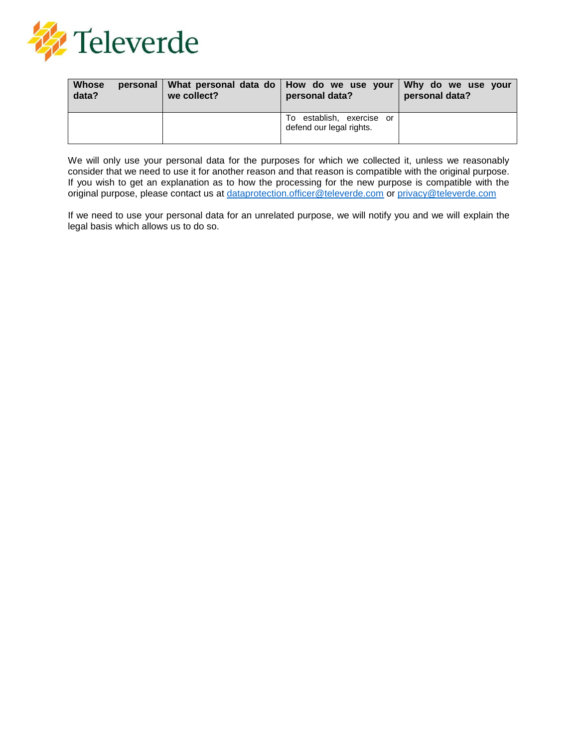| Whose personal data? | What personal data do we collect? | How do we use your personal data? | Why do we use your personal data? |
|---|---|---|---|
| | | To establish, exercise or defend our legal rights. | |

We will only use your personal data for the purposes for which we collected it, unless we reasonably consider that we need to use it for another reason and that reason is compatible with the original purpose. If you wish to get an explanation as to how the processing for the new purpose is compatible with the original purpose, please contact us at dataprotection.officer@televerde.com or privacy@televerde.com

If we need to use your personal data for an unrelated purpose, we will notify you and we will explain the legal basis which allows us to do so.